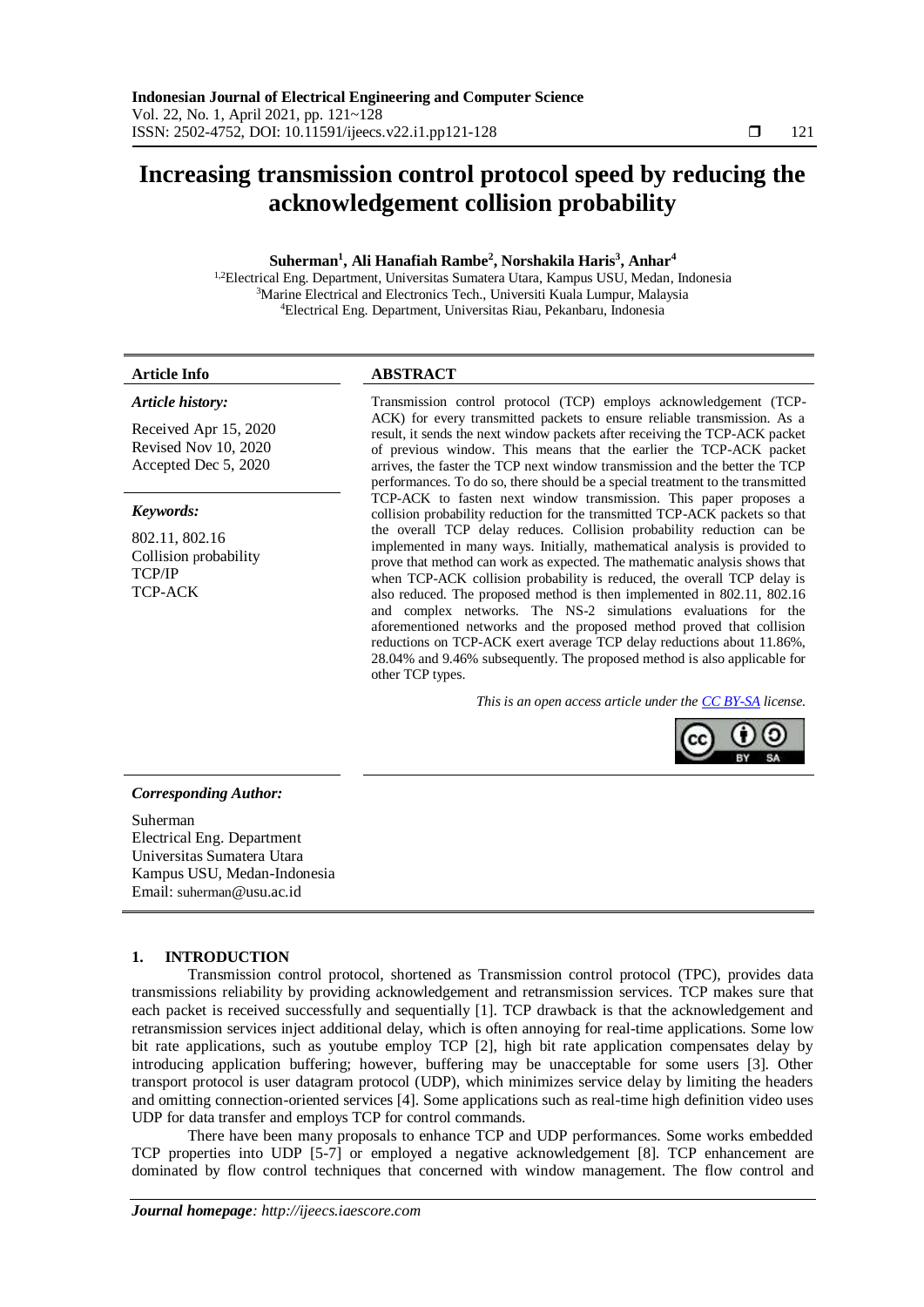# Increasing transmission control protocol speed by reducing the acknowledgement collision probability

**Suherman[1], Ali Hanafiah Rambe[2], Norshakila Haris[3], Anhar[4]**

[1,2]Electrical Eng. Department, Universitas Sumatera Utara, Kampus USU, Medan, Indonesia
[3]Marine Electrical and Electronics Tech., Universiti Kuala Lumpur, Malaysia
[4]Electrical Eng. Department, Universitas Riau, Pekanbaru, Indonesia

**Article Info**

*Article history:*

Received Apr 15, 2020
Revised Nov 10, 2020
Accepted Dec 5, 2020

*Keywords:*

802.11, 802.16
Collision probability
TCP/IP
TCP-ACK

**ABSTRACT**

Transmission control protocol (TCP) employs acknowledgement (TCP-ACK) for every transmitted packets to ensure reliable transmission. As a result, it sends the next window packets after receiving the TCP-ACK packet of previous window. This means that the earlier the TCP-ACK packet arrives, the faster the TCP next window transmission and the better the TCP performances. To do so, there should be a special treatment to the transmitted TCP-ACK to fasten next window transmission. This paper proposes a collision probability reduction for the transmitted TCP-ACK packets so that the overall TCP delay reduces. Collision probability reduction can be implemented in many ways. Initially, mathematical analysis is provided to prove that method can work as expected. The mathematic analysis shows that when TCP-ACK collision probability is reduced, the overall TCP delay is also reduced. The proposed method is then implemented in 802.11, 802.16 and complex networks. The NS-2 simulations evaluations for the aforementioned networks and the proposed method proved that collision reductions on TCP-ACK exert average TCP delay reductions about 11.86%, 28.04% and 9.46% subsequently. The proposed method is also applicable for other TCP types.

*This is an open access article under the CC BY-SA license.*

*Corresponding Author:*

Suherman
Electrical Eng. Department
Universitas Sumatera Utara
Kampus USU, Medan-Indonesia
Email: suherman@usu.ac.id

## 1. INTRODUCTION

Transmission control protocol, shortened as Transmission control protocol (TPC), provides data transmissions reliability by providing acknowledgement and retransmission services. TCP makes sure that each packet is received successfully and sequentially [1]. TCP drawback is that the acknowledgement and retransmission services inject additional delay, which is often annoying for real-time applications. Some low bit rate applications, such as youtube employ TCP [2], high bit rate application compensates delay by introducing application buffering; however, buffering may be unacceptable for some users [3]. Other transport protocol is user datagram protocol (UDP), which minimizes service delay by limiting the headers and omitting connection-oriented services [4]. Some applications such as real-time high definition video uses UDP for data transfer and employs TCP for control commands.

There have been many proposals to enhance TCP and UDP performances. Some works embedded TCP properties into UDP [5-7] or employed a negative acknowledgement [8]. TCP enhancement are dominated by flow control techniques that concerned with window management. The flow control and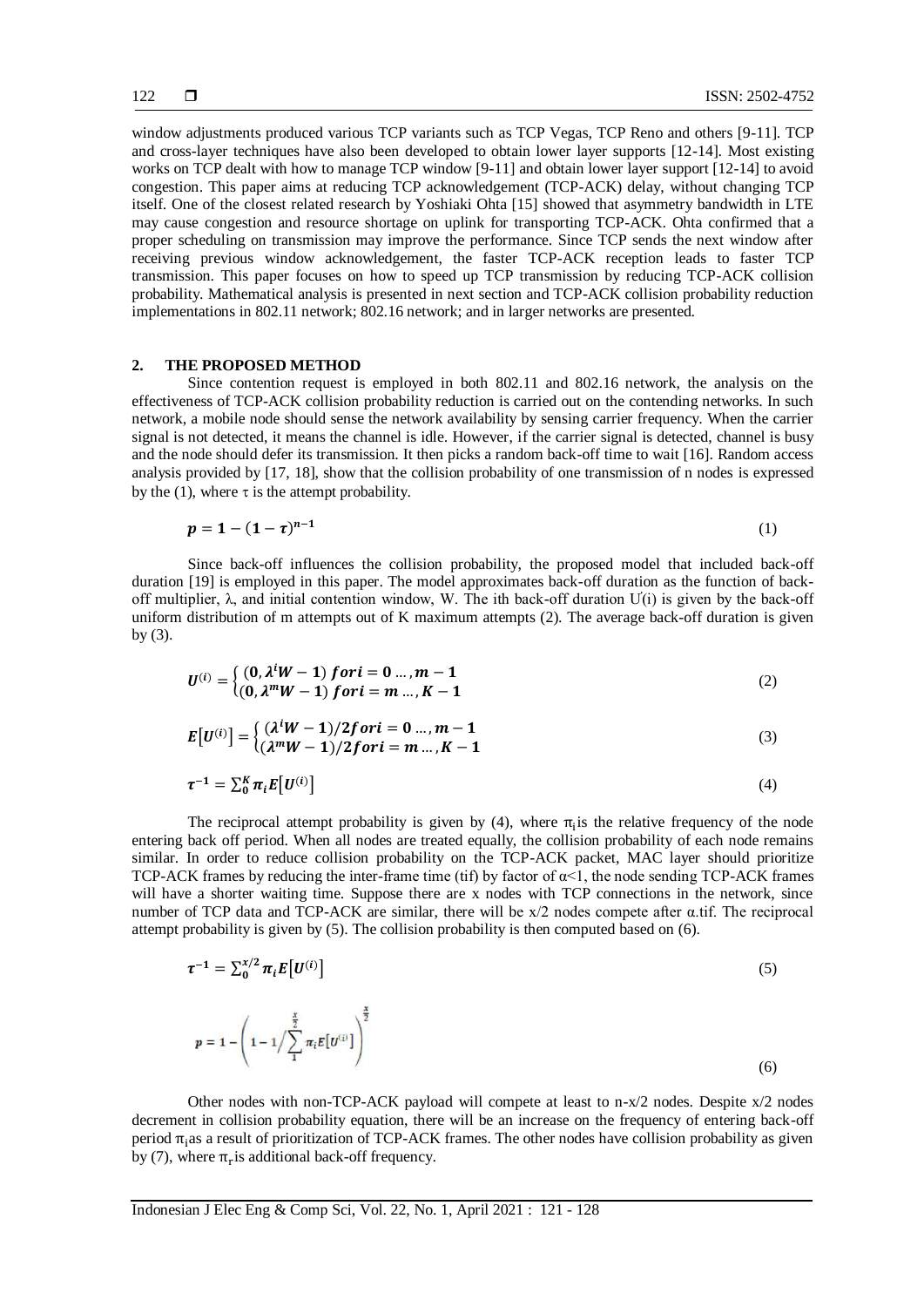window adjustments produced various TCP variants such as TCP Vegas, TCP Reno and others [9-11]. TCP and cross-layer techniques have also been developed to obtain lower layer supports [12-14]. Most existing works on TCP dealt with how to manage TCP window [9-11] and obtain lower layer support [12-14] to avoid congestion. This paper aims at reducing TCP acknowledgement (TCP-ACK) delay, without changing TCP itself. One of the closest related research by Yoshiaki Ohta [15] showed that asymmetry bandwidth in LTE may cause congestion and resource shortage on uplink for transporting TCP-ACK. Ohta confirmed that a proper scheduling on transmission may improve the performance. Since TCP sends the next window after receiving previous window acknowledgement, the faster TCP-ACK reception leads to faster TCP transmission. This paper focuses on how to speed up TCP transmission by reducing TCP-ACK collision probability. Mathematical analysis is presented in next section and TCP-ACK collision probability reduction implementations in 802.11 network; 802.16 network; and in larger networks are presented.

## 2. THE PROPOSED METHOD

Since contention request is employed in both 802.11 and 802.16 network, the analysis on the effectiveness of TCP-ACK collision probability reduction is carried out on the contending networks. In such network, a mobile node should sense the network availability by sensing carrier frequency. When the carrier signal is not detected, it means the channel is idle. However, if the carrier signal is detected, channel is busy and the node should defer its transmission. It then picks a random back-off time to wait [16]. Random access analysis provided by [17, 18], show that the collision probability of one transmission of n nodes is expressed by the (1), where $\tau$ is the attempt probability.

$$p = 1 - (1 - \tau)^{n-1} \tag{1}$$

Since back-off influences the collision probability, the proposed model that included back-off duration [19] is employed in this paper. The model approximates back-off duration as the function of back-off multiplier, $\lambda$, and initial contention window, W. The ith back-off duration $U^{(i)}$ is given by the back-off uniform distribution of m attempts out of K maximum attempts (2). The average back-off duration is given by (3).

$$U^{(i)} = \begin{cases} (0, \lambda^{i}W - 1) \text{ for } i = 0 \ldots, m-1 \\ (0, \lambda^{m}W - 1) \text{ for } i = m \ldots, K-1 \end{cases} \tag{2}$$

$$E\left[U^{(i)}\right] = \begin{cases} (\lambda^{i}W - 1)/2 \text{ for } i = 0 \ldots, m-1 \\ (\lambda^{m}W - 1)/2 \text{ for } i = m \ldots, K-1 \end{cases} \tag{3}$$

$$\tau^{-1} = \sum_{0}^{K} \pi_i E\left[U^{(i)}\right] \tag{4}$$

The reciprocal attempt probability is given by (4), where $\pi_i$ is the relative frequency of the node entering back off period. When all nodes are treated equally, the collision probability of each node remains similar. In order to reduce collision probability on the TCP-ACK packet, MAC layer should prioritize TCP-ACK frames by reducing the inter-frame time (tif) by factor of $\alpha<1$, the node sending TCP-ACK frames will have a shorter waiting time. Suppose there are x nodes with TCP connections in the network, since number of TCP data and TCP-ACK are similar, there will be x/2 nodes compete after $\alpha$.tif. The reciprocal attempt probability is given by (5). The collision probability is then computed based on (6).

$$\tau^{-1} = \sum_{0}^{x/2} \pi_i E\left[U^{(i)}\right] \tag{5}$$

$$p = 1 - \left(1 - 1 \Big/ \sum_{1}^{\frac{x}{2}} \pi_i E\left[U^{(i)}\right]\right)^{\frac{x}{2}} \tag{6}$$

Other nodes with non-TCP-ACK payload will compete at least to n-x/2 nodes. Despite x/2 nodes decrement in collision probability equation, there will be an increase on the frequency of entering back-off period $\pi_i$ as a result of prioritization of TCP-ACK frames. The other nodes have collision probability as given by (7), where $\pi_r$ is additional back-off frequency.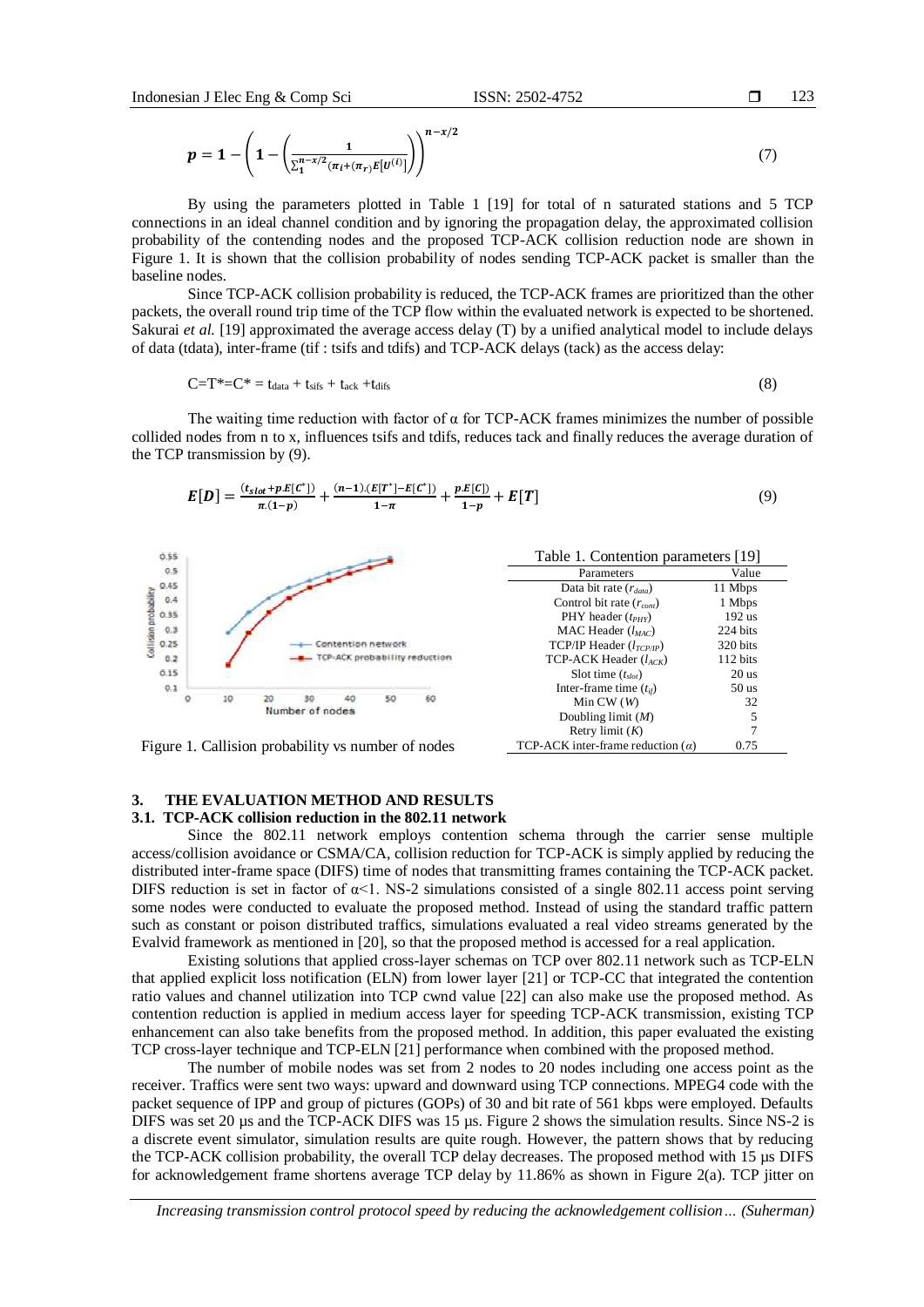$$p = 1 - \left(1 - \left(\frac{1}{\sum_{1}^{n-x/2}(\pi_i + (\pi_r)E[U^{(i)}])}\right)\right)^{n-x/2} \tag{7}$$

By using the parameters plotted in Table 1 [19] for total of n saturated stations and 5 TCP connections in an ideal channel condition and by ignoring the propagation delay, the approximated collision probability of the contending nodes and the proposed TCP-ACK collision reduction node are shown in Figure 1. It is shown that the collision probability of nodes sending TCP-ACK packet is smaller than the baseline nodes.

Since TCP-ACK collision probability is reduced, the TCP-ACK frames are prioritized than the other packets, the overall round trip time of the TCP flow within the evaluated network is expected to be shortened. Sakurai *et al.* [19] approximated the average access delay (T) by a unified analytical model to include delays of data (tdata), inter-frame (tif : tsifs and tdifs) and TCP-ACK delays (tack) as the access delay:

$$C = T^* = C^* = t_{data} + t_{sifs} + t_{ack} + t_{difs} \tag{8}$$

The waiting time reduction with factor of α for TCP-ACK frames minimizes the number of possible collided nodes from n to x, influences tsifs and tdifs, reduces tack and finally reduces the average duration of the TCP transmission by (9).

$$E[D] = \frac{(t_{slot} + p.E[C^*])}{\pi.(1-p)} + \frac{(n-1).(E[T^*] - E[C^*])}{1-\pi} + \frac{p.E[C])}{1-p} + E[T] \tag{9}$$

Figure 1. Callision probability vs number of nodes

Table 1. Contention parameters [19]

| Parameters | Value |
|---|---|
| Data bit rate ($r_{data}$) | 11 Mbps |
| Control bit rate ($r_{cont}$) | 1 Mbps |
| PHY header ($t_{PHY}$) | 192 us |
| MAC Header ($l_{MAC}$) | 224 bits |
| TCP/IP Header ($l_{TCP/IP}$) | 320 bits |
| TCP-ACK Header ($l_{ACK}$) | 112 bits |
| Slot time ($t_{slot}$) | 20 us |
| Inter-frame time ($t_{if}$) | 50 us |
| Min CW ($W$) | 32 |
| Doubling limit ($M$) | 5 |
| Retry limit ($K$) | 7 |
| TCP-ACK inter-frame reduction ($\alpha$) | 0.75 |

## 3. THE EVALUATION METHOD AND RESULTS

### 3.1. TCP-ACK collision reduction in the 802.11 network

Since the 802.11 network employs contention schema through the carrier sense multiple access/collision avoidance or CSMA/CA, collision reduction for TCP-ACK is simply applied by reducing the distributed inter-frame space (DIFS) time of nodes that transmitting frames containing the TCP-ACK packet. DIFS reduction is set in factor of α<1. NS-2 simulations consisted of a single 802.11 access point serving some nodes were conducted to evaluate the proposed method. Instead of using the standard traffic pattern such as constant or poison distributed traffics, simulations evaluated a real video streams generated by the Evalvid framework as mentioned in [20], so that the proposed method is accessed for a real application.

Existing solutions that applied cross-layer schemas on TCP over 802.11 network such as TCP-ELN that applied explicit loss notification (ELN) from lower layer [21] or TCP-CC that integrated the contention ratio values and channel utilization into TCP cwnd value [22] can also make use the proposed method. As contention reduction is applied in medium access layer for speeding TCP-ACK transmission, existing TCP enhancement can also take benefits from the proposed method. In addition, this paper evaluated the existing TCP cross-layer technique and TCP-ELN [21] performance when combined with the proposed method.

The number of mobile nodes was set from 2 nodes to 20 nodes including one access point as the receiver. Traffics were sent two ways: upward and downward using TCP connections. MPEG4 code with the packet sequence of IPP and group of pictures (GOPs) of 30 and bit rate of 561 kbps were employed. Defaults DIFS was set 20 µs and the TCP-ACK DIFS was 15 µs. Figure 2 shows the simulation results. Since NS-2 is a discrete event simulator, simulation results are quite rough. However, the pattern shows that by reducing the TCP-ACK collision probability, the overall TCP delay decreases. The proposed method with 15 µs DIFS for acknowledgement frame shortens average TCP delay by 11.86% as shown in Figure 2(a). TCP jitter on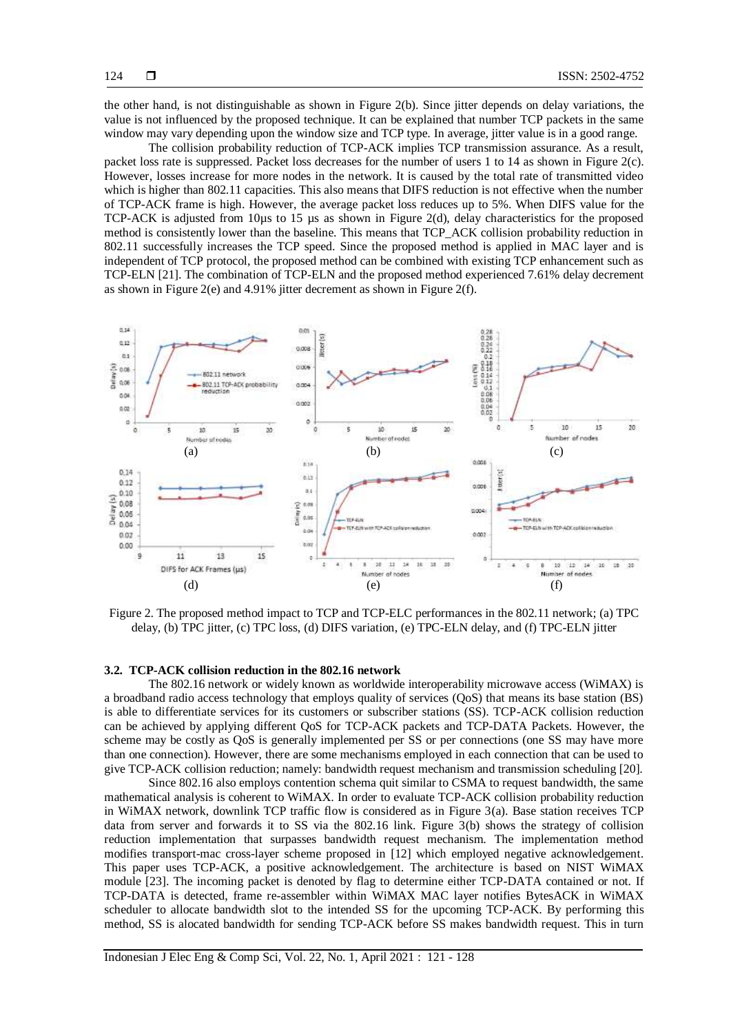the other hand, is not distinguishable as shown in Figure 2(b). Since jitter depends on delay variations, the value is not influenced by the proposed technique. It can be explained that number TCP packets in the same window may vary depending upon the window size and TCP type. In average, jitter value is in a good range.

The collision probability reduction of TCP-ACK implies TCP transmission assurance. As a result, packet loss rate is suppressed. Packet loss decreases for the number of users 1 to 14 as shown in Figure 2(c). However, losses increase for more nodes in the network. It is caused by the total rate of transmitted video which is higher than 802.11 capacities. This also means that DIFS reduction is not effective when the number of TCP-ACK frame is high. However, the average packet loss reduces up to 5%. When DIFS value for the TCP-ACK is adjusted from 10µs to 15 µs as shown in Figure 2(d), delay characteristics for the proposed method is consistently lower than the baseline. This means that TCP_ACK collision probability reduction in 802.11 successfully increases the TCP speed. Since the proposed method is applied in MAC layer and is independent of TCP protocol, the proposed method can be combined with existing TCP enhancement such as TCP-ELN [21]. The combination of TCP-ELN and the proposed method experienced 7.61% delay decrement as shown in Figure 2(e) and 4.91% jitter decrement as shown in Figure 2(f).

Figure 2. The proposed method impact to TCP and TCP-ELC performances in the 802.11 network; (a) TPC delay, (b) TPC jitter, (c) TPC loss, (d) DIFS variation, (e) TPC-ELN delay, and (f) TPC-ELN jitter

### 3.2. TCP-ACK collision reduction in the 802.16 network

The 802.16 network or widely known as worldwide interoperability microwave access (WiMAX) is a broadband radio access technology that employs quality of services (QoS) that means its base station (BS) is able to differentiate services for its customers or subscriber stations (SS). TCP-ACK collision reduction can be achieved by applying different QoS for TCP-ACK packets and TCP-DATA Packets. However, the scheme may be costly as QoS is generally implemented per SS or per connections (one SS may have more than one connection). However, there are some mechanisms employed in each connection that can be used to give TCP-ACK collision reduction; namely: bandwidth request mechanism and transmission scheduling [20].

Since 802.16 also employs contention schema quit similar to CSMA to request bandwidth, the same mathematical analysis is coherent to WiMAX. In order to evaluate TCP-ACK collision probability reduction in WiMAX network, downlink TCP traffic flow is considered as in Figure 3(a). Base station receives TCP data from server and forwards it to SS via the 802.16 link. Figure 3(b) shows the strategy of collision reduction implementation that surpasses bandwidth request mechanism. The implementation method modifies transport-mac cross-layer scheme proposed in [12] which employed negative acknowledgement. This paper uses TCP-ACK, a positive acknowledgement. The architecture is based on NIST WiMAX module [23]. The incoming packet is denoted by flag to determine either TCP-DATA contained or not. If TCP-DATA is detected, frame re-assembler within WiMAX MAC layer notifies BytesACK in WiMAX scheduler to allocate bandwidth slot to the intended SS for the upcoming TCP-ACK. By performing this method, SS is alocated bandwidth for sending TCP-ACK before SS makes bandwidth request. This in turn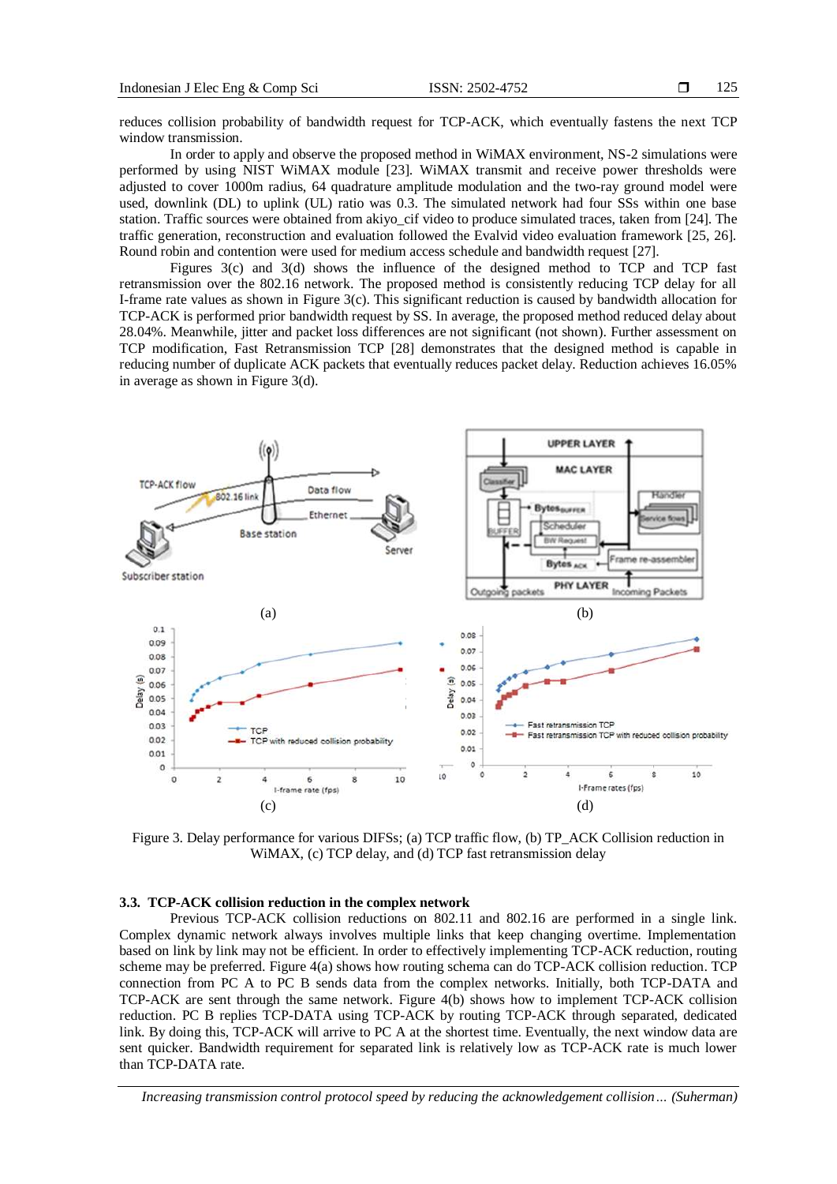reduces collision probability of bandwidth request for TCP-ACK, which eventually fastens the next TCP window transmission.

In order to apply and observe the proposed method in WiMAX environment, NS-2 simulations were performed by using NIST WiMAX module [23]. WiMAX transmit and receive power thresholds were adjusted to cover 1000m radius, 64 quadrature amplitude modulation and the two-ray ground model were used, downlink (DL) to uplink (UL) ratio was 0.3. The simulated network had four SSs within one base station. Traffic sources were obtained from akiyo_cif video to produce simulated traces, taken from [24]. The traffic generation, reconstruction and evaluation followed the Evalvid video evaluation framework [25, 26]. Round robin and contention were used for medium access schedule and bandwidth request [27].

Figures 3(c) and 3(d) shows the influence of the designed method to TCP and TCP fast retransmission over the 802.16 network. The proposed method is consistently reducing TCP delay for all I-frame rate values as shown in Figure 3(c). This significant reduction is caused by bandwidth allocation for TCP-ACK is performed prior bandwidth request by SS. In average, the proposed method reduced delay about 28.04%. Meanwhile, jitter and packet loss differences are not significant (not shown). Further assessment on TCP modification, Fast Retransmission TCP [28] demonstrates that the designed method is capable in reducing number of duplicate ACK packets that eventually reduces packet delay. Reduction achieves 16.05% in average as shown in Figure 3(d).

Figure 3. Delay performance for various DIFSs; (a) TCP traffic flow, (b) TP_ACK Collision reduction in WiMAX, (c) TCP delay, and (d) TCP fast retransmission delay

### 3.3. TCP-ACK collision reduction in the complex network

Previous TCP-ACK collision reductions on 802.11 and 802.16 are performed in a single link. Complex dynamic network always involves multiple links that keep changing overtime. Implementation based on link by link may not be efficient. In order to effectively implementing TCP-ACK reduction, routing scheme may be preferred. Figure 4(a) shows how routing schema can do TCP-ACK collision reduction. TCP connection from PC A to PC B sends data from the complex networks. Initially, both TCP-DATA and TCP-ACK are sent through the same network. Figure 4(b) shows how to implement TCP-ACK collision reduction. PC B replies TCP-DATA using TCP-ACK by routing TCP-ACK through separated, dedicated link. By doing this, TCP-ACK will arrive to PC A at the shortest time. Eventually, the next window data are sent quicker. Bandwidth requirement for separated link is relatively low as TCP-ACK rate is much lower than TCP-DATA rate.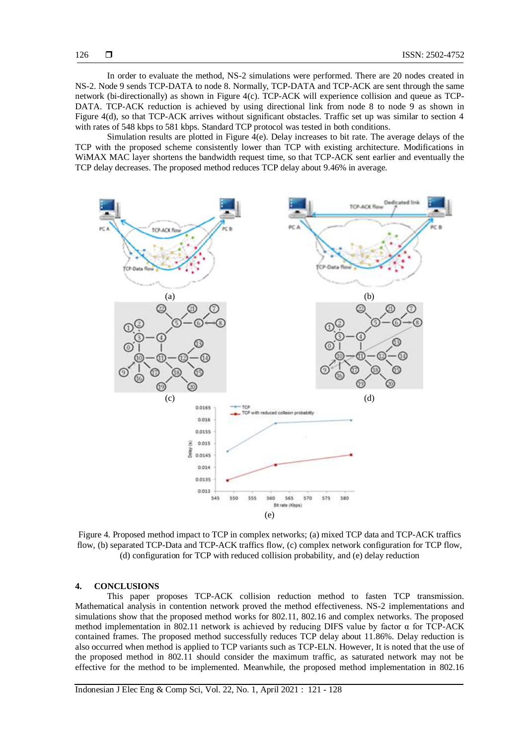In order to evaluate the method, NS-2 simulations were performed. There are 20 nodes created in NS-2. Node 9 sends TCP-DATA to node 8. Normally, TCP-DATA and TCP-ACK are sent through the same network (bi-directionally) as shown in Figure 4(c). TCP-ACK will experience collision and queue as TCP-DATA. TCP-ACK reduction is achieved by using directional link from node 8 to node 9 as shown in Figure 4(d), so that TCP-ACK arrives without significant obstacles. Traffic set up was similar to section 4 with rates of 548 kbps to 581 kbps. Standard TCP protocol was tested in both conditions.

Simulation results are plotted in Figure 4(e). Delay increases to bit rate. The average delays of the TCP with the proposed scheme consistently lower than TCP with existing architecture. Modifications in WiMAX MAC layer shortens the bandwidth request time, so that TCP-ACK sent earlier and eventually the TCP delay decreases. The proposed method reduces TCP delay about 9.46% in average.

Figure 4. Proposed method impact to TCP in complex networks; (a) mixed TCP data and TCP-ACK traffics flow, (b) separated TCP-Data and TCP-ACK traffics flow, (c) complex network configuration for TCP flow, (d) configuration for TCP with reduced collision probability, and (e) delay reduction

## 4. CONCLUSIONS

This paper proposes TCP-ACK collision reduction method to fasten TCP transmission. Mathematical analysis in contention network proved the method effectiveness. NS-2 implementations and simulations show that the proposed method works for 802.11, 802.16 and complex networks. The proposed method implementation in 802.11 network is achieved by reducing DIFS value by factor $\alpha$ for TCP-ACK contained frames. The proposed method successfully reduces TCP delay about 11.86%. Delay reduction is also occurred when method is applied to TCP variants such as TCP-ELN. However, It is noted that the use of the proposed method in 802.11 should consider the maximum traffic, as saturated network may not be effective for the method to be implemented. Meanwhile, the proposed method implementation in 802.16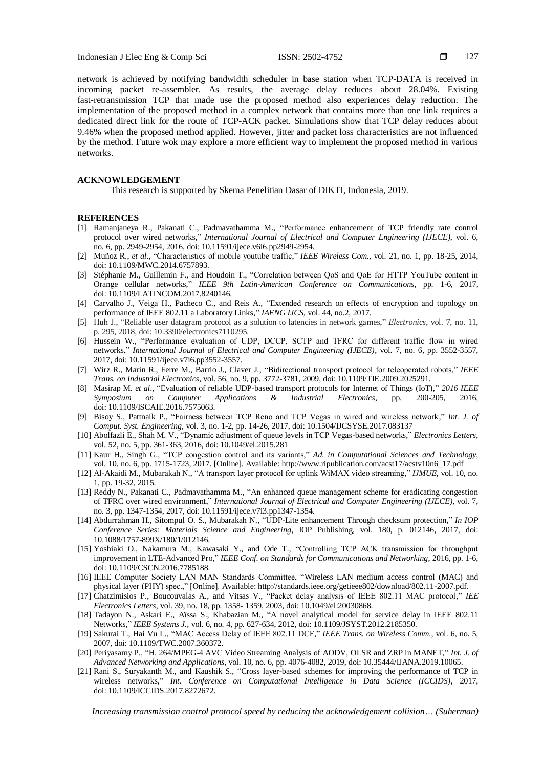network is achieved by notifying bandwidth scheduler in base station when TCP-DATA is received in incoming packet re-assembler. As results, the average delay reduces about 28.04%. Existing fast-retransmission TCP that made use the proposed method also experiences delay reduction. The implementation of the proposed method in a complex network that contains more than one link requires a dedicated direct link for the route of TCP-ACK packet. Simulations show that TCP delay reduces about 9.46% when the proposed method applied. However, jitter and packet loss characteristics are not influenced by the method. Future wok may explore a more efficient way to implement the proposed method in various networks.

## ACKNOWLEDGEMENT

This research is supported by Skema Penelitian Dasar of DIKTI, Indonesia, 2019.

## REFERENCES

[1] Ramanjaneya R., Pakanati C., Padmavathamma M., "Performance enhancement of TCP friendly rate control protocol over wired networks," *International Journal of Electrical and Computer Engineering (IJECE)*, vol. 6, no. 6, pp. 2949-2954, 2016, doi: 10.11591/ijece.v6i6.pp2949-2954.

[2] Muñoz R., *et al*., "Characteristics of mobile youtube traffic," *IEEE Wireless Com.*, vol. 21, no. 1, pp. 18-25, 2014, doi: 10.1109/MWC.2014.6757893.

[3] Stéphanie M., Guillemin F., and Houdoin T., "Correlation between QoS and QoE for HTTP YouTube content in Orange cellular networks," *IEEE 9th Latin-American Conference on Communications*, pp. 1-6, 2017, doi: 10.1109/LATINCOM.2017.8240146.

[4] Carvalho J., Veiga H., Pacheco C., and Reis A., "Extended research on effects of encryption and topology on performance of IEEE 802.11 a Laboratory Links," *IAENG IJCS*, vol. 44, no.2, 2017.

[5] Huh J., "Reliable user datagram protocol as a solution to latencies in network games," *Electronics*, vol. 7, no. 11, p. 295, 2018, doi: 10.3390/electronics7110295.

[6] Hussein W., "Performance evaluation of UDP, DCCP, SCTP and TFRC for different traffic flow in wired networks," *International Journal of Electrical and Computer Engineering (IJECE)*, vol. 7, no. 6, pp. 3552-3557, 2017, doi: 10.11591/ijece.v7i6.pp3552-3557.

[7] Wirz R., Marin R., Ferre M., Barrio J., Claver J., "Bidirectional transport protocol for teleoperated robots," *IEEE Trans. on Industrial Electronics*, vol. 56, no. 9, pp. 3772-3781, 2009, doi: 10.1109/TIE.2009.2025291.

[8] Masirap M. *et al*., "Evaluation of reliable UDP-based transport protocols for Internet of Things (IoT)," *2016 IEEE Symposium on Computer Applications & Industrial Electronics*, pp. 200-205, 2016, doi: 10.1109/ISCAIE.2016.7575063.

[9] Bisoy S., Pattnaik P., "Fairness between TCP Reno and TCP Vegas in wired and wireless network," *Int. J. of Comput. Syst. Engineering*, vol. 3, no. 1-2, pp. 14-26, 2017, doi: 10.1504/IJCSYSE.2017.083137

[10] Abolfazli E., Shah M. V., "Dynamic adjustment of queue levels in TCP Vegas-based networks," *Electronics Letters*, vol. 52, no. 5, pp. 361-363, 2016, doi: 10.1049/el.2015.281

[11] Kaur H., Singh G., "TCP congestion control and its variants," *Ad. in Computational Sciences and Technology*, vol. 10, no. 6, pp. 1715-1723, 2017. [Online]. Available: http://www.ripublication.com/acst17/acstv10n6_17.pdf

[12] Al-Akaidi M., Mubarakah N., "A transport layer protocol for uplink WiMAX video streaming," *IJMUE*, vol. 10, no. 1, pp. 19-32, 2015.

[13] Reddy N., Pakanati C., Padmavathamma M., "An enhanced queue management scheme for eradicating congestion of TFRC over wired environment," *International Journal of Electrical and Computer Engineering (IJECE)*, vol. 7, no. 3, pp. 1347-1354, 2017, doi: 10.11591/ijece.v7i3.pp1347-1354.

[14] Abdurrahman H., Sitompul O. S., Mubarakah N., "UDP-Lite enhancement Through checksum protection," *In IOP Conference Series: Materials Science and Engineering*, IOP Publishing, vol. 180, p. 012146, 2017, doi: 10.1088/1757-899X/180/1/012146.

[15] Yoshiaki O., Nakamura M., Kawasaki Y., and Ode T., "Controlling TCP ACK transmission for throughput improvement in LTE-Advanced Pro," *IEEE Conf. on Standards for Communications and Networking*, 2016, pp. 1-6, doi: 10.1109/CSCN.2016.7785188.

[16] IEEE Computer Society LAN MAN Standards Committee, "Wireless LAN medium access control (MAC) and physical layer (PHY) spec.," [Online]. Available: http://standards.ieee.org/getieee802/download/802.11-2007.pdf.

[17] Chatzimisios P., Boucouvalas A., and Vitsas V., "Packet delay analysis of IEEE 802.11 MAC protocol," *IEE Electronics Letters*, vol. 39, no. 18, pp. 1358- 1359, 2003, doi: 10.1049/el:20030868.

[18] Tadayon N., Askari E., Aïssa S., Khabazian M., "A novel analytical model for service delay in IEEE 802.11 Networks," *IEEE Systems J.*, vol. 6, no. 4, pp. 627-634, 2012, doi: 10.1109/JSYST.2012.2185350.

[19] Sakurai T., Hai Vu L., "MAC Access Delay of IEEE 802.11 DCF," *IEEE Trans. on Wireless Comm.*, vol. 6, no. 5, 2007, doi: 10.1109/TWC.2007.360372.

[20] Periyasamy P., "H. 264/MPEG-4 AVC Video Streaming Analysis of AODV, OLSR and ZRP in MANET," *Int. J. of Advanced Networking and Applications*, vol. 10, no. 6, pp. 4076-4082, 2019, doi: 10.35444/IJANA.2019.10065.

[21] Rani S., Suryakanth M., and Kaushik S., "Cross layer-based schemes for improving the performance of TCP in wireless networks," *Int. Conference on Computational Intelligence in Data Science (ICCIDS)*, 2017, doi: 10.1109/ICCIDS.2017.8272672.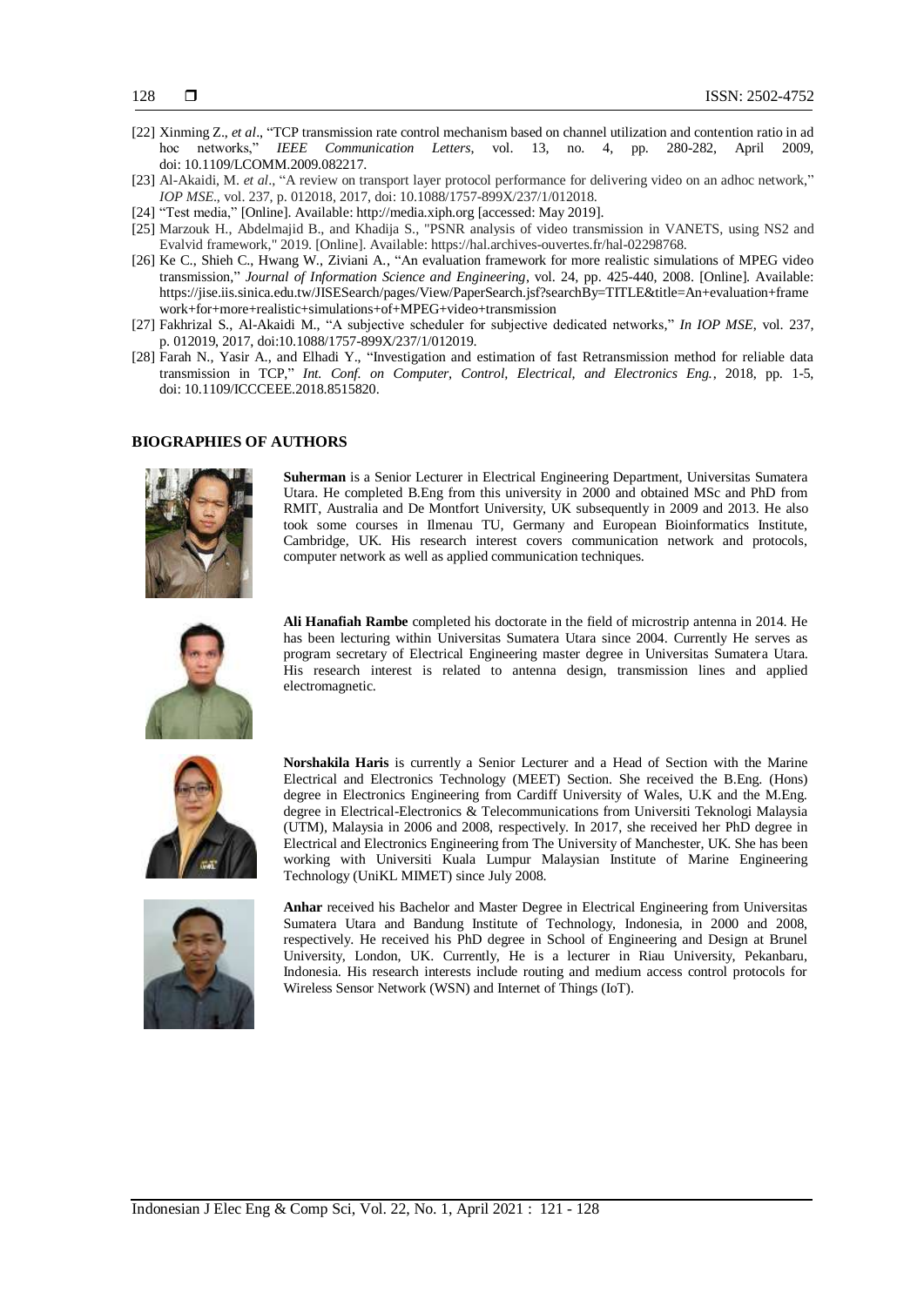[22] Xinming Z., *et al*., "TCP transmission rate control mechanism based on channel utilization and contention ratio in ad hoc networks," *IEEE Communication Letters*, vol. 13, no. 4, pp. 280-282, April 2009, doi: 10.1109/LCOMM.2009.082217.

[23] Al-Akaidi, M. *et al*., "A review on transport layer protocol performance for delivering video on an adhoc network," *IOP MSE*., vol. 237, p. 012018, 2017, doi: 10.1088/1757-899X/237/1/012018.

[24] "Test media," [Online]. Available: http://media.xiph.org [accessed: May 2019].

[25] Marzouk H., Abdelmajid B., and Khadija S., "PSNR analysis of video transmission in VANETS, using NS2 and Evalvid framework," 2019. [Online]. Available: https://hal.archives-ouvertes.fr/hal-02298768.

[26] Ke C., Shieh C., Hwang W., Ziviani A., "An evaluation framework for more realistic simulations of MPEG video transmission," *Journal of Information Science and Engineering*, vol. 24, pp. 425-440, 2008. [Online]. Available: https://jise.iis.sinica.edu.tw/JISESearch/pages/View/PaperSearch.jsf?searchBy=TITLE&title=An+evaluation+framework+for+more+realistic+simulations+of+MPEG+video+transmission

[27] Fakhrizal S., Al-Akaidi M., "A subjective scheduler for subjective dedicated networks," *In IOP MSE*, vol. 237, p. 012019, 2017, doi:10.1088/1757-899X/237/1/012019.

[28] Farah N., Yasir A., and Elhadi Y., "Investigation and estimation of fast Retransmission method for reliable data transmission in TCP," *Int. Conf. on Computer, Control, Electrical, and Electronics Eng.*, 2018, pp. 1-5, doi: 10.1109/ICCCEEE.2018.8515820.

## BIOGRAPHIES OF AUTHORS

**Suherman** is a Senior Lecturer in Electrical Engineering Department, Universitas Sumatera Utara. He completed B.Eng from this university in 2000 and obtained MSc and PhD from RMIT, Australia and De Montfort University, UK subsequently in 2009 and 2013. He also took some courses in Ilmenau TU, Germany and European Bioinformatics Institute, Cambridge, UK. His research interest covers communication network and protocols, computer network as well as applied communication techniques.

**Ali Hanafiah Rambe** completed his doctorate in the field of microstrip antenna in 2014. He has been lecturing within Universitas Sumatera Utara since 2004. Currently He serves as program secretary of Electrical Engineering master degree in Universitas Sumatera Utara. His research interest is related to antenna design, transmission lines and applied electromagnetic.

**Norshakila Haris** is currently a Senior Lecturer and a Head of Section with the Marine Electrical and Electronics Technology (MEET) Section. She received the B.Eng. (Hons) degree in Electronics Engineering from Cardiff University of Wales, U.K and the M.Eng. degree in Electrical-Electronics & Telecommunications from Universiti Teknologi Malaysia (UTM), Malaysia in 2006 and 2008, respectively. In 2017, she received her PhD degree in Electrical and Electronics Engineering from The University of Manchester, UK. She has been working with Universiti Kuala Lumpur Malaysian Institute of Marine Engineering Technology (UniKL MIMET) since July 2008.

**Anhar** received his Bachelor and Master Degree in Electrical Engineering from Universitas Sumatera Utara and Bandung Institute of Technology, Indonesia, in 2000 and 2008, respectively. He received his PhD degree in School of Engineering and Design at Brunel University, London, UK. Currently, He is a lecturer in Riau University, Pekanbaru, Indonesia. His research interests include routing and medium access control protocols for Wireless Sensor Network (WSN) and Internet of Things (IoT).